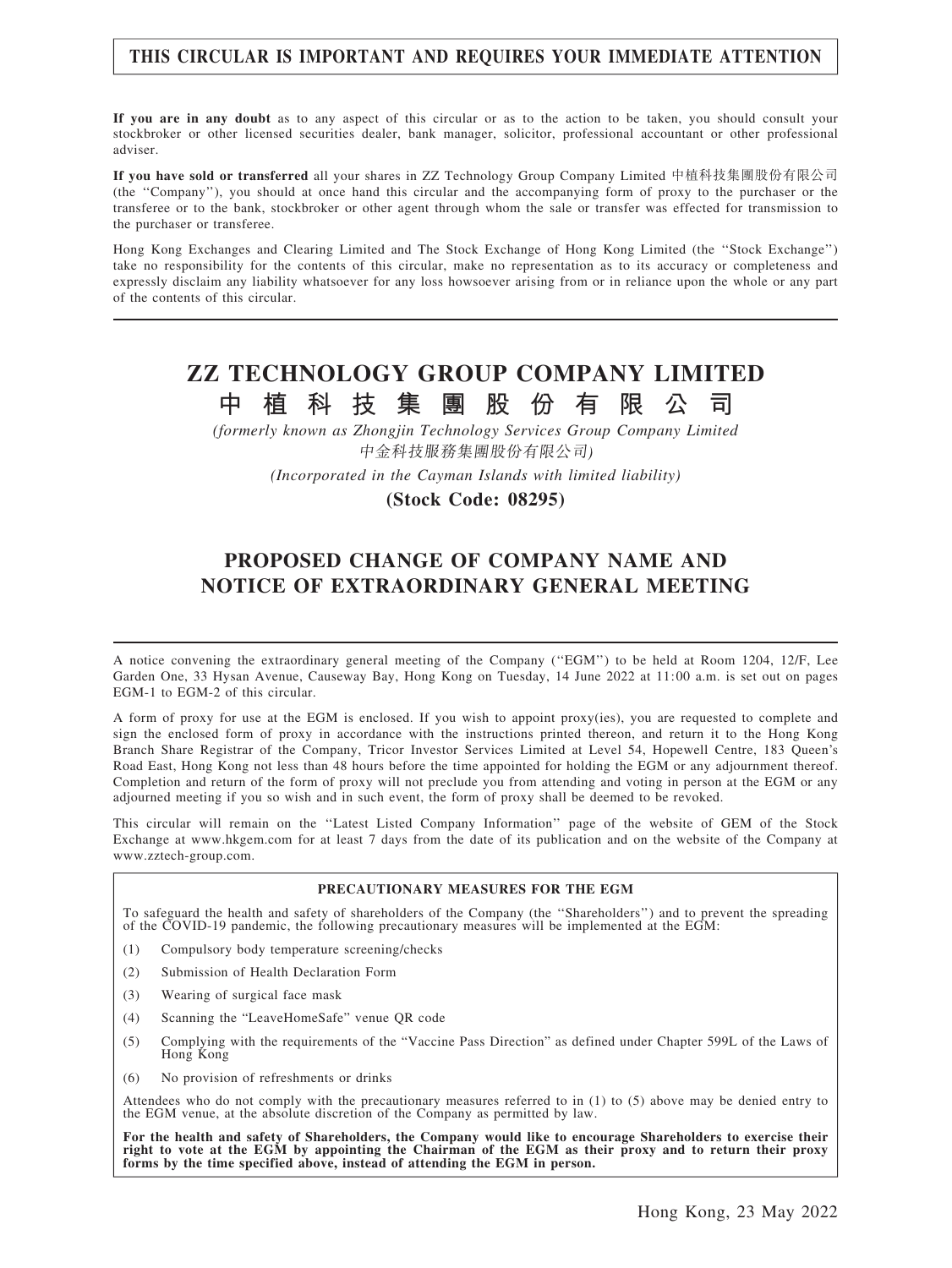**THIS CIRCULAR IS IMPORTANT AND REQUIRES YOUR IMMEDIATE ATTENTION**

**If you are in any doubt** as to any aspect of this circular or as to the action to be taken, you should consult your stockbroker or other licensed securities dealer, bank manager, solicitor, professional accountant or other professional adviser.

**If you have sold or transferred** all your shares in ZZ Technology Group Company Limited 中植科技集團股份有限公司 (the "Company"), you should at once hand this circular and the accompanying form of proxy to the purchaser or the transferee or to the bank, stockbroker or other agent through whom the sale or transfer was effected for transmission to the purchaser or transferee.

Hong Kong Exchanges and Clearing Limited and The Stock Exchange of Hong Kong Limited (the "Stock Exchange") take no responsibility for the contents of this circular, make no representation as to its accuracy or completeness and expressly disclaim any liability whatsoever for any loss howsoever arising from or in reliance upon the whole or any part of the contents of this circular.

# ZZ TECHNOLOGY GROUP COMPANY LIMITED
# 中植科技集團股份有限公司

*(formerly known as Zhongjin Technology Services Group Company Limited 中金科技服務集團股份有限公司)*

*(Incorporated in the Cayman Islands with limited liability)*

**(Stock Code: 08295)**

## PROPOSED CHANGE OF COMPANY NAME AND NOTICE OF EXTRAORDINARY GENERAL MEETING

A notice convening the extraordinary general meeting of the Company ("EGM") to be held at Room 1204, 12/F, Lee Garden One, 33 Hysan Avenue, Causeway Bay, Hong Kong on Tuesday, 14 June 2022 at 11:00 a.m. is set out on pages EGM-1 to EGM-2 of this circular.

A form of proxy for use at the EGM is enclosed. If you wish to appoint proxy(ies), you are requested to complete and sign the enclosed form of proxy in accordance with the instructions printed thereon, and return it to the Hong Kong Branch Share Registrar of the Company, Tricor Investor Services Limited at Level 54, Hopewell Centre, 183 Queen's Road East, Hong Kong not less than 48 hours before the time appointed for holding the EGM or any adjournment thereof. Completion and return of the form of proxy will not preclude you from attending and voting in person at the EGM or any adjourned meeting if you so wish and in such event, the form of proxy shall be deemed to be revoked.

This circular will remain on the "Latest Listed Company Information" page of the website of GEM of the Stock Exchange at www.hkgem.com for at least 7 days from the date of its publication and on the website of the Company at www.zztech-group.com.

**PRECAUTIONARY MEASURES FOR THE EGM**

To safeguard the health and safety of shareholders of the Company (the "Shareholders") and to prevent the spreading of the COVID-19 pandemic, the following precautionary measures will be implemented at the EGM:

(1) Compulsory body temperature screening/checks

(2) Submission of Health Declaration Form

(3) Wearing of surgical face mask

(4) Scanning the "LeaveHomeSafe" venue QR code

(5) Complying with the requirements of the "Vaccine Pass Direction" as defined under Chapter 599L of the Laws of Hong Kong

(6) No provision of refreshments or drinks

Attendees who do not comply with the precautionary measures referred to in (1) to (5) above may be denied entry to the EGM venue, at the absolute discretion of the Company as permitted by law.

**For the health and safety of Shareholders, the Company would like to encourage Shareholders to exercise their right to vote at the EGM by appointing the Chairman of the EGM as their proxy and to return their proxy forms by the time specified above, instead of attending the EGM in person.**

Hong Kong, 23 May 2022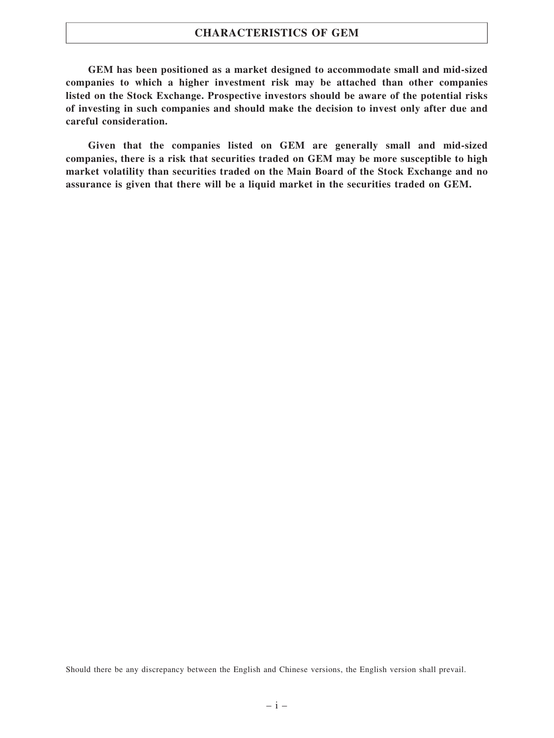# CHARACTERISTICS OF GEM

**GEM has been positioned as a market designed to accommodate small and mid-sized companies to which a higher investment risk may be attached than other companies listed on the Stock Exchange. Prospective investors should be aware of the potential risks of investing in such companies and should make the decision to invest only after due and careful consideration.**

**Given that the companies listed on GEM are generally small and mid-sized companies, there is a risk that securities traded on GEM may be more susceptible to high market volatility than securities traded on the Main Board of the Stock Exchange and no assurance is given that there will be a liquid market in the securities traded on GEM.**

Should there be any discrepancy between the English and Chinese versions, the English version shall prevail.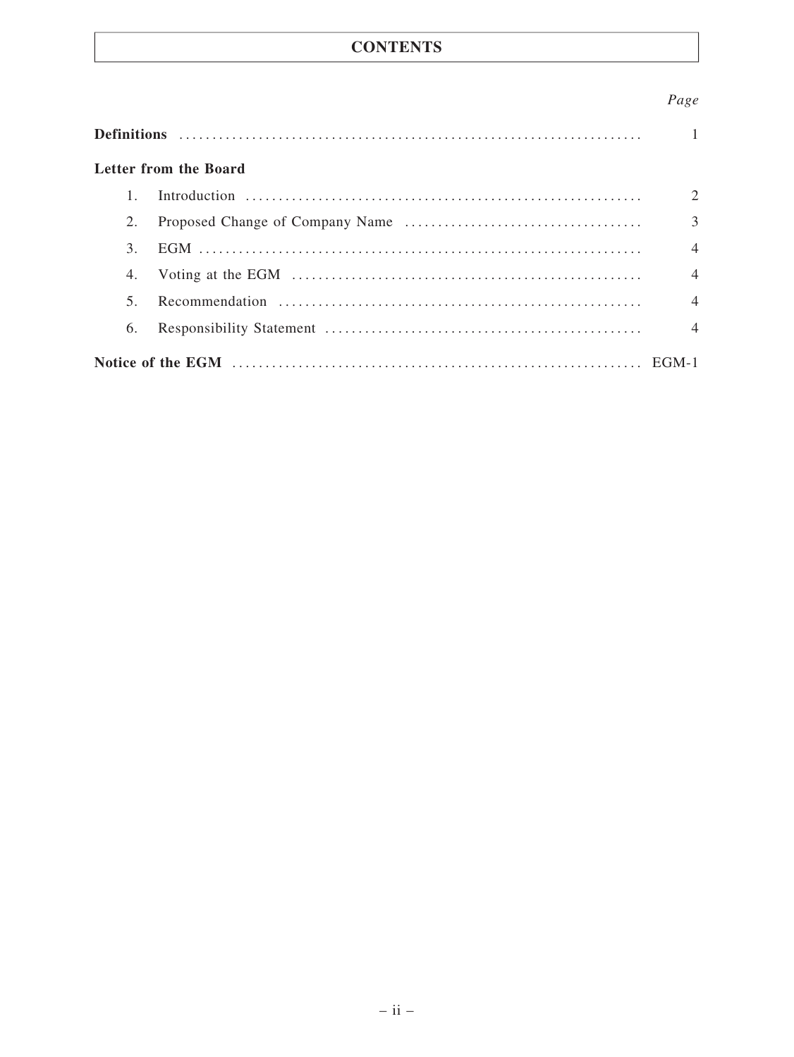# CONTENTS

| | Page |
|---|---|
| **Definitions** | 1 |
| **Letter from the Board** | |
| 1. Introduction | 2 |
| 2. Proposed Change of Company Name | 3 |
| 3. EGM | 4 |
| 4. Voting at the EGM | 4 |
| 5. Recommendation | 4 |
| 6. Responsibility Statement | 4 |
| **Notice of the EGM** | EGM-1 |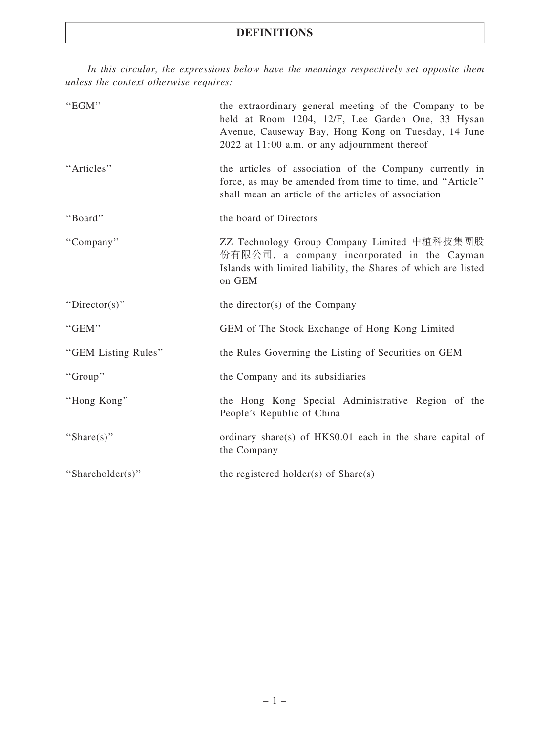# DEFINITIONS

*In this circular, the expressions below have the meanings respectively set opposite them unless the context otherwise requires:*

| | |
|---|---|
| "EGM" | the extraordinary general meeting of the Company to be held at Room 1204, 12/F, Lee Garden One, 33 Hysan Avenue, Causeway Bay, Hong Kong on Tuesday, 14 June 2022 at 11:00 a.m. or any adjournment thereof |
| "Articles" | the articles of association of the Company currently in force, as may be amended from time to time, and "Article" shall mean an article of the articles of association |
| "Board" | the board of Directors |
| "Company" | ZZ Technology Group Company Limited 中植科技集團股份有限公司, a company incorporated in the Cayman Islands with limited liability, the Shares of which are listed on GEM |
| "Director(s)" | the director(s) of the Company |
| "GEM" | GEM of The Stock Exchange of Hong Kong Limited |
| "GEM Listing Rules" | the Rules Governing the Listing of Securities on GEM |
| "Group" | the Company and its subsidiaries |
| "Hong Kong" | the Hong Kong Special Administrative Region of the People's Republic of China |
| "Share(s)" | ordinary share(s) of HK$0.01 each in the share capital of the Company |
| "Shareholder(s)" | the registered holder(s) of Share(s) |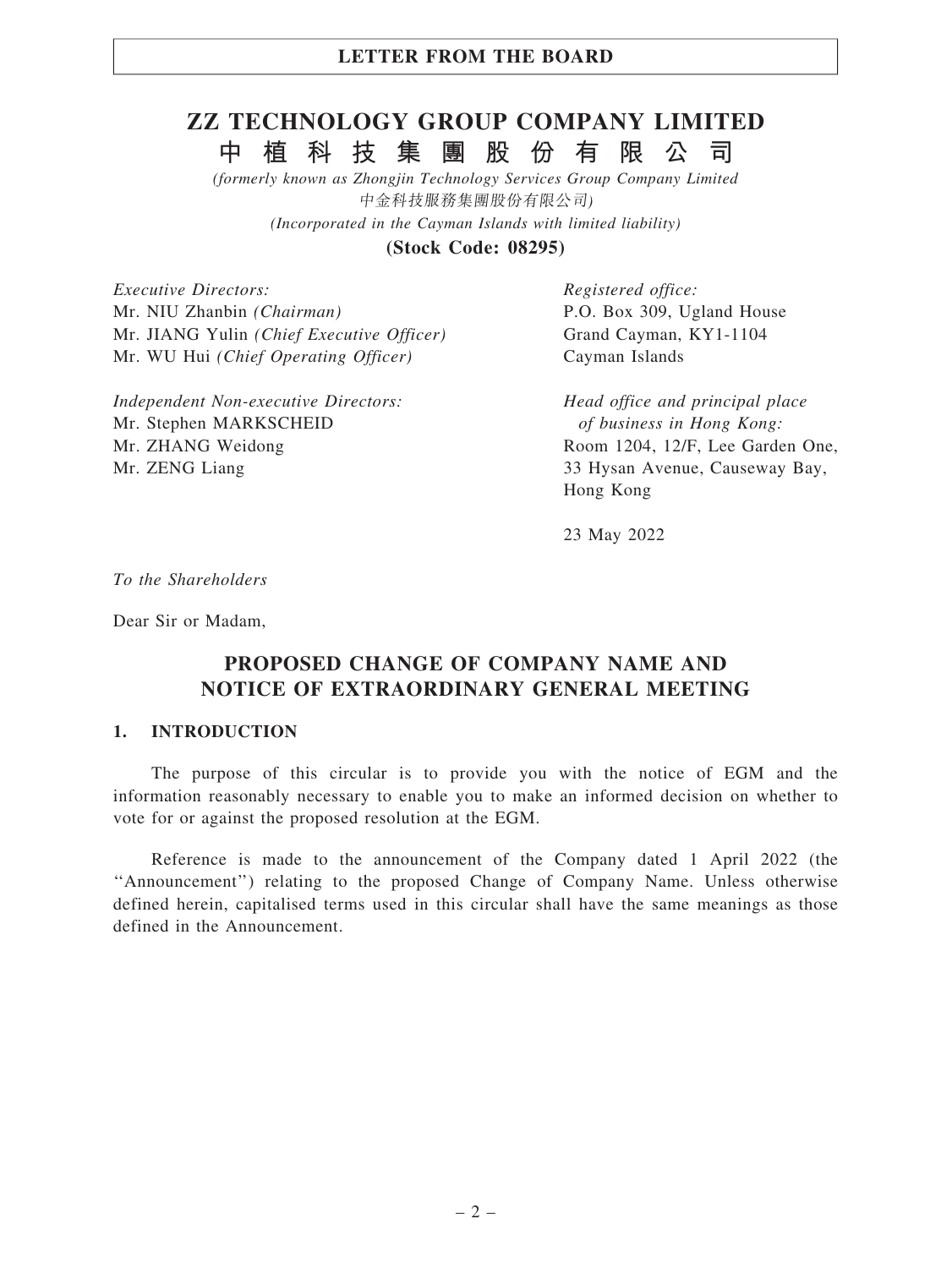# ZZ TECHNOLOGY GROUP COMPANY LIMITED
# 中植科技集團股份有限公司

*(formerly known as Zhongjin Technology Services Group Company Limited*
*中金科技服務集團股份有限公司)*
*(Incorporated in the Cayman Islands with limited liability)*

**(Stock Code: 08295)**

*Executive Directors:*
Mr. NIU Zhanbin *(Chairman)*
Mr. JIANG Yulin *(Chief Executive Officer)*
Mr. WU Hui *(Chief Operating Officer)*

*Independent Non-executive Directors:*
Mr. Stephen MARKSCHEID
Mr. ZHANG Weidong
Mr. ZENG Liang

*Registered office:*
P.O. Box 309, Ugland House
Grand Cayman, KY1-1104
Cayman Islands

*Head office and principal place of business in Hong Kong:*
Room 1204, 12/F, Lee Garden One,
33 Hysan Avenue, Causeway Bay,
Hong Kong

23 May 2022

*To the Shareholders*

Dear Sir or Madam,

## PROPOSED CHANGE OF COMPANY NAME AND NOTICE OF EXTRAORDINARY GENERAL MEETING

### 1. INTRODUCTION

The purpose of this circular is to provide you with the notice of EGM and the information reasonably necessary to enable you to make an informed decision on whether to vote for or against the proposed resolution at the EGM.

Reference is made to the announcement of the Company dated 1 April 2022 (the ''Announcement'') relating to the proposed Change of Company Name. Unless otherwise defined herein, capitalised terms used in this circular shall have the same meanings as those defined in the Announcement.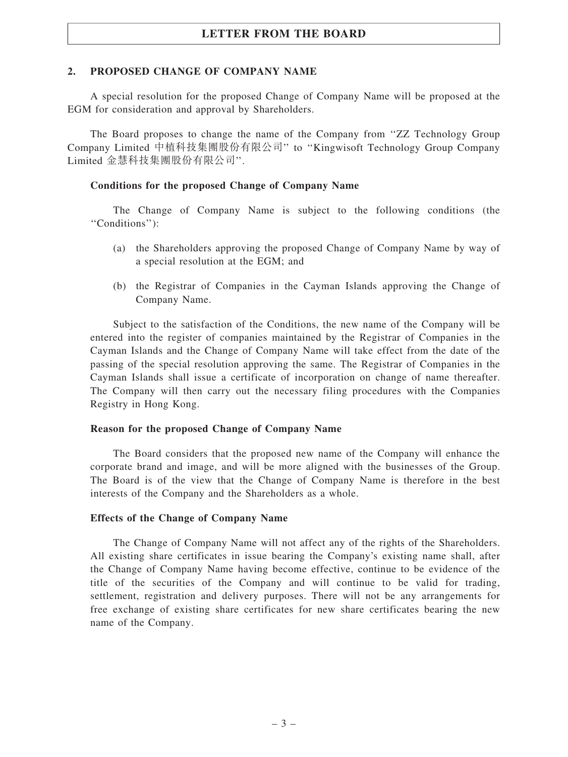## 2. PROPOSED CHANGE OF COMPANY NAME

A special resolution for the proposed Change of Company Name will be proposed at the EGM for consideration and approval by Shareholders.

The Board proposes to change the name of the Company from ''ZZ Technology Group Company Limited 中植科技集團股份有限公司'' to ''Kingwisoft Technology Group Company Limited 金慧科技集團股份有限公司''.

### Conditions for the proposed Change of Company Name

The Change of Company Name is subject to the following conditions (the ''Conditions''):

(a) the Shareholders approving the proposed Change of Company Name by way of a special resolution at the EGM; and

(b) the Registrar of Companies in the Cayman Islands approving the Change of Company Name.

Subject to the satisfaction of the Conditions, the new name of the Company will be entered into the register of companies maintained by the Registrar of Companies in the Cayman Islands and the Change of Company Name will take effect from the date of the passing of the special resolution approving the same. The Registrar of Companies in the Cayman Islands shall issue a certificate of incorporation on change of name thereafter. The Company will then carry out the necessary filing procedures with the Companies Registry in Hong Kong.

### Reason for the proposed Change of Company Name

The Board considers that the proposed new name of the Company will enhance the corporate brand and image, and will be more aligned with the businesses of the Group. The Board is of the view that the Change of Company Name is therefore in the best interests of the Company and the Shareholders as a whole.

### Effects of the Change of Company Name

The Change of Company Name will not affect any of the rights of the Shareholders. All existing share certificates in issue bearing the Company's existing name shall, after the Change of Company Name having become effective, continue to be evidence of the title of the securities of the Company and will continue to be valid for trading, settlement, registration and delivery purposes. There will not be any arrangements for free exchange of existing share certificates for new share certificates bearing the new name of the Company.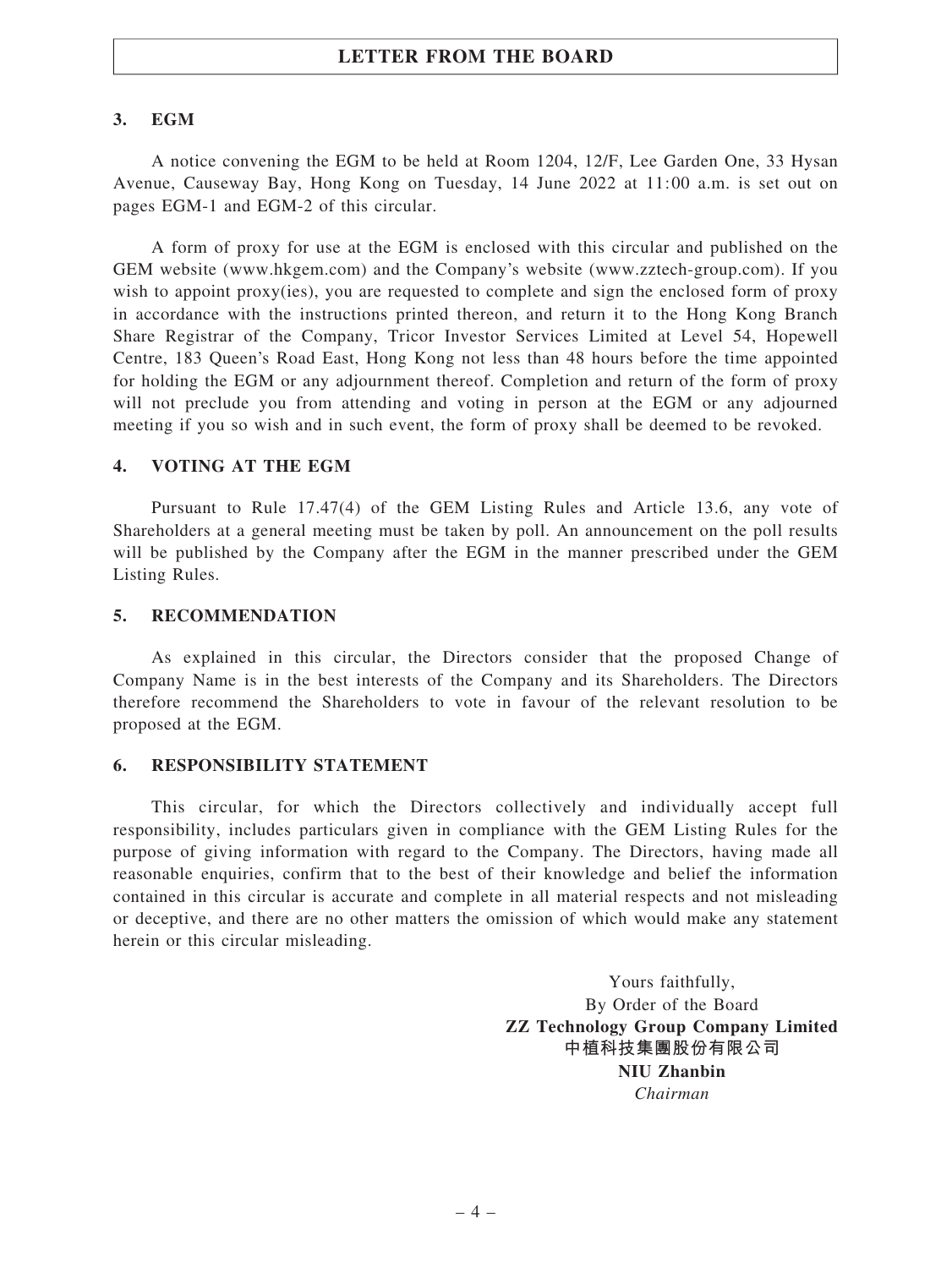### 3. EGM

A notice convening the EGM to be held at Room 1204, 12/F, Lee Garden One, 33 Hysan Avenue, Causeway Bay, Hong Kong on Tuesday, 14 June 2022 at 11:00 a.m. is set out on pages EGM-1 and EGM-2 of this circular.

A form of proxy for use at the EGM is enclosed with this circular and published on the GEM website (www.hkgem.com) and the Company's website (www.zztech-group.com). If you wish to appoint proxy(ies), you are requested to complete and sign the enclosed form of proxy in accordance with the instructions printed thereon, and return it to the Hong Kong Branch Share Registrar of the Company, Tricor Investor Services Limited at Level 54, Hopewell Centre, 183 Queen's Road East, Hong Kong not less than 48 hours before the time appointed for holding the EGM or any adjournment thereof. Completion and return of the form of proxy will not preclude you from attending and voting in person at the EGM or any adjourned meeting if you so wish and in such event, the form of proxy shall be deemed to be revoked.

### 4. VOTING AT THE EGM

Pursuant to Rule 17.47(4) of the GEM Listing Rules and Article 13.6, any vote of Shareholders at a general meeting must be taken by poll. An announcement on the poll results will be published by the Company after the EGM in the manner prescribed under the GEM Listing Rules.

### 5. RECOMMENDATION

As explained in this circular, the Directors consider that the proposed Change of Company Name is in the best interests of the Company and its Shareholders. The Directors therefore recommend the Shareholders to vote in favour of the relevant resolution to be proposed at the EGM.

### 6. RESPONSIBILITY STATEMENT

This circular, for which the Directors collectively and individually accept full responsibility, includes particulars given in compliance with the GEM Listing Rules for the purpose of giving information with regard to the Company. The Directors, having made all reasonable enquiries, confirm that to the best of their knowledge and belief the information contained in this circular is accurate and complete in all material respects and not misleading or deceptive, and there are no other matters the omission of which would make any statement herein or this circular misleading.

Yours faithfully,
By Order of the Board
**ZZ Technology Group Company Limited**
**中植科技集團股份有限公司**
**NIU Zhanbin**
*Chairman*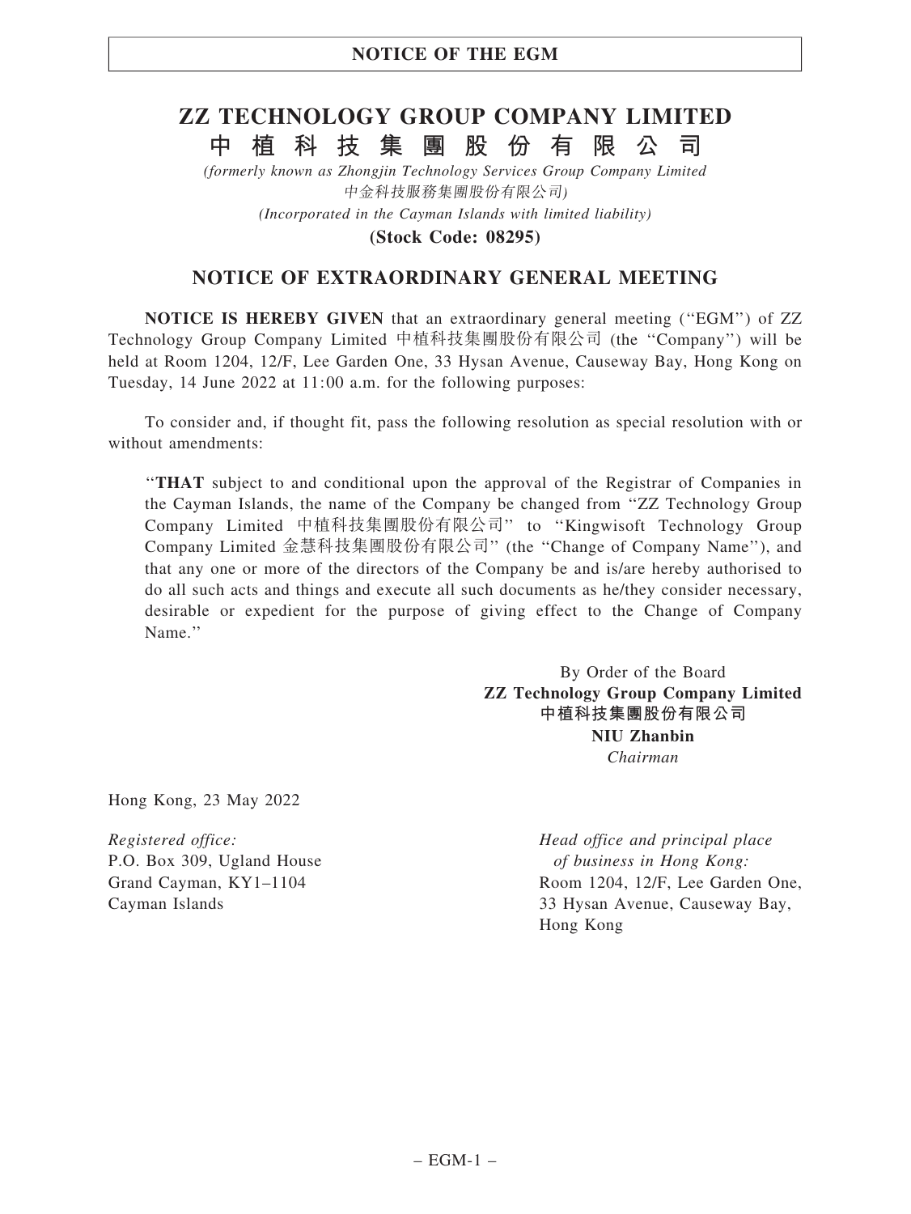# ZZ TECHNOLOGY GROUP COMPANY LIMITED

# 中植科技集團股份有限公司

*(formerly known as Zhongjin Technology Services Group Company Limited*
*中金科技服務集團股份有限公司)*
*(Incorporated in the Cayman Islands with limited liability)*

**(Stock Code: 08295)**

## NOTICE OF EXTRAORDINARY GENERAL MEETING

**NOTICE IS HEREBY GIVEN** that an extraordinary general meeting (''EGM'') of ZZ Technology Group Company Limited 中植科技集團股份有限公司 (the ''Company'') will be held at Room 1204, 12/F, Lee Garden One, 33 Hysan Avenue, Causeway Bay, Hong Kong on Tuesday, 14 June 2022 at 11:00 a.m. for the following purposes:

To consider and, if thought fit, pass the following resolution as special resolution with or without amendments:

> ''**THAT** subject to and conditional upon the approval of the Registrar of Companies in the Cayman Islands, the name of the Company be changed from ''ZZ Technology Group Company Limited 中植科技集團股份有限公司'' to ''Kingwisoft Technology Group Company Limited 金慧科技集團股份有限公司'' (the ''Change of Company Name''), and that any one or more of the directors of the Company be and is/are hereby authorised to do all such acts and things and execute all such documents as he/they consider necessary, desirable or expedient for the purpose of giving effect to the Change of Company Name.''

By Order of the Board
**ZZ Technology Group Company Limited**
**中植科技集團股份有限公司**
**NIU Zhanbin**
*Chairman*

Hong Kong, 23 May 2022

*Registered office:*
P.O. Box 309, Ugland House
Grand Cayman, KY1–1104
Cayman Islands

*Head office and principal place of business in Hong Kong:*
Room 1204, 12/F, Lee Garden One,
33 Hysan Avenue, Causeway Bay,
Hong Kong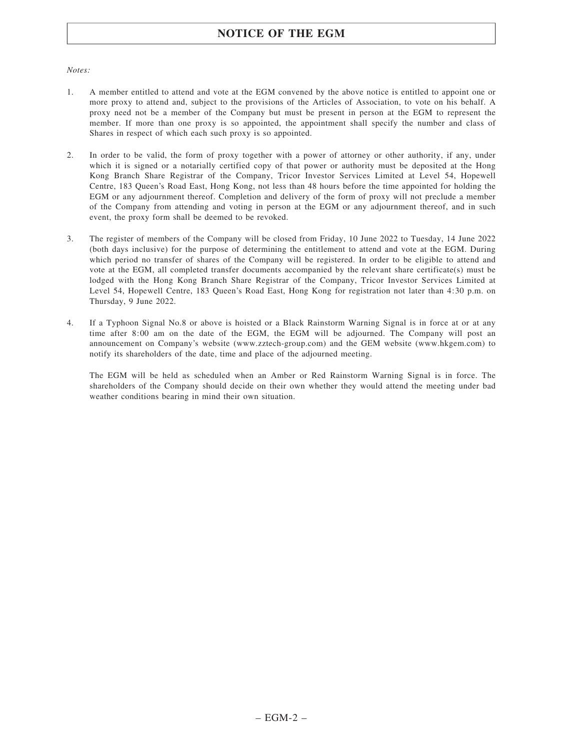# NOTICE OF THE EGM

*Notes:*

1. A member entitled to attend and vote at the EGM convened by the above notice is entitled to appoint one or more proxy to attend and, subject to the provisions of the Articles of Association, to vote on his behalf. A proxy need not be a member of the Company but must be present in person at the EGM to represent the member. If more than one proxy is so appointed, the appointment shall specify the number and class of Shares in respect of which each such proxy is so appointed.

2. In order to be valid, the form of proxy together with a power of attorney or other authority, if any, under which it is signed or a notarially certified copy of that power or authority must be deposited at the Hong Kong Branch Share Registrar of the Company, Tricor Investor Services Limited at Level 54, Hopewell Centre, 183 Queen's Road East, Hong Kong, not less than 48 hours before the time appointed for holding the EGM or any adjournment thereof. Completion and delivery of the form of proxy will not preclude a member of the Company from attending and voting in person at the EGM or any adjournment thereof, and in such event, the proxy form shall be deemed to be revoked.

3. The register of members of the Company will be closed from Friday, 10 June 2022 to Tuesday, 14 June 2022 (both days inclusive) for the purpose of determining the entitlement to attend and vote at the EGM. During which period no transfer of shares of the Company will be registered. In order to be eligible to attend and vote at the EGM, all completed transfer documents accompanied by the relevant share certificate(s) must be lodged with the Hong Kong Branch Share Registrar of the Company, Tricor Investor Services Limited at Level 54, Hopewell Centre, 183 Queen's Road East, Hong Kong for registration not later than 4:30 p.m. on Thursday, 9 June 2022.

4. If a Typhoon Signal No.8 or above is hoisted or a Black Rainstorm Warning Signal is in force at or at any time after 8:00 am on the date of the EGM, the EGM will be adjourned. The Company will post an announcement on Company's website (www.zztech-group.com) and the GEM website (www.hkgem.com) to notify its shareholders of the date, time and place of the adjourned meeting.

   The EGM will be held as scheduled when an Amber or Red Rainstorm Warning Signal is in force. The shareholders of the Company should decide on their own whether they would attend the meeting under bad weather conditions bearing in mind their own situation.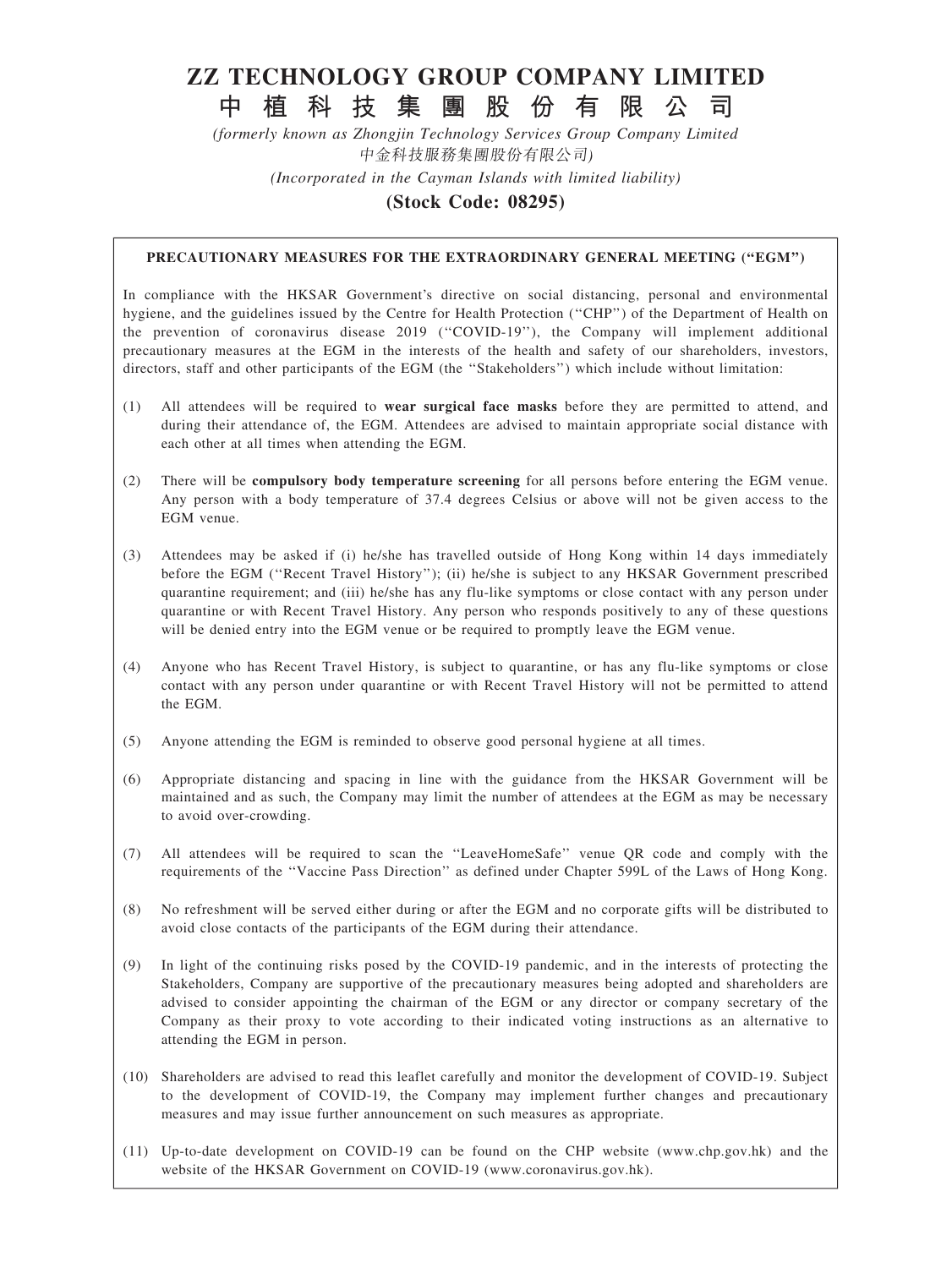# ZZ TECHNOLOGY GROUP COMPANY LIMITED

# 中植科技集團股份有限公司

*(formerly known as Zhongjin Technology Services Group Company Limited*
*中金科技服務集團股份有限公司)*

*(Incorporated in the Cayman Islands with limited liability)*

**(Stock Code: 08295)**

**PRECAUTIONARY MEASURES FOR THE EXTRAORDINARY GENERAL MEETING (''EGM'')**

In compliance with the HKSAR Government's directive on social distancing, personal and environmental hygiene, and the guidelines issued by the Centre for Health Protection (''CHP'') of the Department of Health on the prevention of coronavirus disease 2019 (''COVID-19''), the Company will implement additional precautionary measures at the EGM in the interests of the health and safety of our shareholders, investors, directors, staff and other participants of the EGM (the ''Stakeholders'') which include without limitation:

(1) All attendees will be required to **wear surgical face masks** before they are permitted to attend, and during their attendance of, the EGM. Attendees are advised to maintain appropriate social distance with each other at all times when attending the EGM.

(2) There will be **compulsory body temperature screening** for all persons before entering the EGM venue. Any person with a body temperature of 37.4 degrees Celsius or above will not be given access to the EGM venue.

(3) Attendees may be asked if (i) he/she has travelled outside of Hong Kong within 14 days immediately before the EGM (''Recent Travel History''); (ii) he/she is subject to any HKSAR Government prescribed quarantine requirement; and (iii) he/she has any flu-like symptoms or close contact with any person under quarantine or with Recent Travel History. Any person who responds positively to any of these questions will be denied entry into the EGM venue or be required to promptly leave the EGM venue.

(4) Anyone who has Recent Travel History, is subject to quarantine, or has any flu-like symptoms or close contact with any person under quarantine or with Recent Travel History will not be permitted to attend the EGM.

(5) Anyone attending the EGM is reminded to observe good personal hygiene at all times.

(6) Appropriate distancing and spacing in line with the guidance from the HKSAR Government will be maintained and as such, the Company may limit the number of attendees at the EGM as may be necessary to avoid over-crowding.

(7) All attendees will be required to scan the ''LeaveHomeSafe'' venue QR code and comply with the requirements of the ''Vaccine Pass Direction'' as defined under Chapter 599L of the Laws of Hong Kong.

(8) No refreshment will be served either during or after the EGM and no corporate gifts will be distributed to avoid close contacts of the participants of the EGM during their attendance.

(9) In light of the continuing risks posed by the COVID-19 pandemic, and in the interests of protecting the Stakeholders, Company are supportive of the precautionary measures being adopted and shareholders are advised to consider appointing the chairman of the EGM or any director or company secretary of the Company as their proxy to vote according to their indicated voting instructions as an alternative to attending the EGM in person.

(10) Shareholders are advised to read this leaflet carefully and monitor the development of COVID-19. Subject to the development of COVID-19, the Company may implement further changes and precautionary measures and may issue further announcement on such measures as appropriate.

(11) Up-to-date development on COVID-19 can be found on the CHP website (www.chp.gov.hk) and the website of the HKSAR Government on COVID-19 (www.coronavirus.gov.hk).